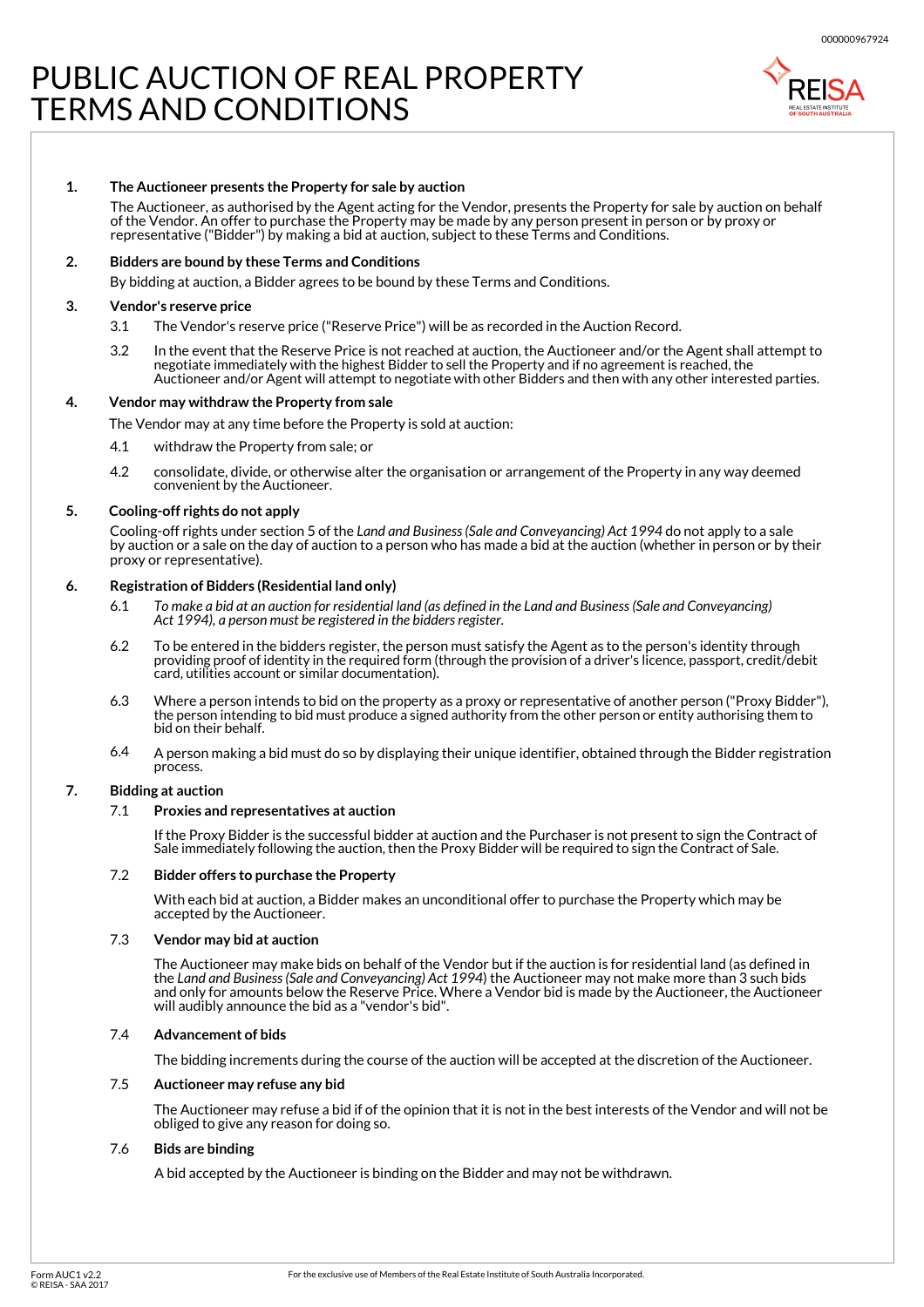# PUBLIC AUCTION OF REAL PROPERTY TERMS AND CONDITIONS

**1. The Auctioneer presents the Property for sale by auction**

The Auctioneer, as authorised by the Agent acting for the Vendor, presents the Property for sale by auction on behalf of the Vendor. An offer to purchase the Property may be made by any person present in person or by proxy or representative ("Bidder") by making a bid at auction, subject to these Terms and Conditions.

**2. Bidders are bound by these Terms and Conditions**

By bidding at auction, a Bidder agrees to be bound by these Terms and Conditions.

**3. Vendor's reserve price**

3.1 The Vendor's reserve price ("Reserve Price") will be as recorded in the Auction Record.

3.2 In the event that the Reserve Price is not reached at auction, the Auctioneer and/or the Agent shall attempt to negotiate immediately with the highest Bidder to sell the Property and if no agreement is reached, the Auctioneer and/or Agent will attempt to negotiate with other Bidders and then with any other interested parties.

**4. Vendor may withdraw the Property from sale**

The Vendor may at any time before the Property is sold at auction:

4.1 withdraw the Property from sale; or

4.2 consolidate, divide, or otherwise alter the organisation or arrangement of the Property in any way deemed convenient by the Auctioneer.

**5. Cooling-off rights do not apply**

Cooling-off rights under section 5 of the *Land and Business (Sale and Conveyancing) Act 1994* do not apply to a sale by auction or a sale on the day of auction to a person who has made a bid at the auction (whether in person or by their proxy or representative).

**6. Registration of Bidders (Residential land only)**

6.1 *To make a bid at an auction for residential land (as defined in the Land and Business (Sale and Conveyancing) Act 1994), a person must be registered in the bidders register.*

6.2 To be entered in the bidders register, the person must satisfy the Agent as to the person's identity through providing proof of identity in the required form (through the provision of a driver's licence, passport, credit/debit card, utilities account or similar documentation).

6.3 Where a person intends to bid on the property as a proxy or representative of another person ("Proxy Bidder"), the person intending to bid must produce a signed authority from the other person or entity authorising them to bid on their behalf.

6.4 A person making a bid must do so by displaying their unique identifier, obtained through the Bidder registration process.

**7. Bidding at auction**

7.1 **Proxies and representatives at auction**

If the Proxy Bidder is the successful bidder at auction and the Purchaser is not present to sign the Contract of Sale immediately following the auction, then the Proxy Bidder will be required to sign the Contract of Sale.

7.2 **Bidder offers to purchase the Property**

With each bid at auction, a Bidder makes an unconditional offer to purchase the Property which may be accepted by the Auctioneer.

7.3 **Vendor may bid at auction**

The Auctioneer may make bids on behalf of the Vendor but if the auction is for residential land (as defined in the *Land and Business (Sale and Conveyancing) Act 1994*) the Auctioneer may not make more than 3 such bids and only for amounts below the Reserve Price. Where a Vendor bid is made by the Auctioneer, the Auctioneer will audibly announce the bid as a "vendor's bid".

7.4 **Advancement of bids**

The bidding increments during the course of the auction will be accepted at the discretion of the Auctioneer.

7.5 **Auctioneer may refuse any bid**

The Auctioneer may refuse a bid if of the opinion that it is not in the best interests of the Vendor and will not be obliged to give any reason for doing so.

7.6 **Bids are binding**

A bid accepted by the Auctioneer is binding on the Bidder and may not be withdrawn.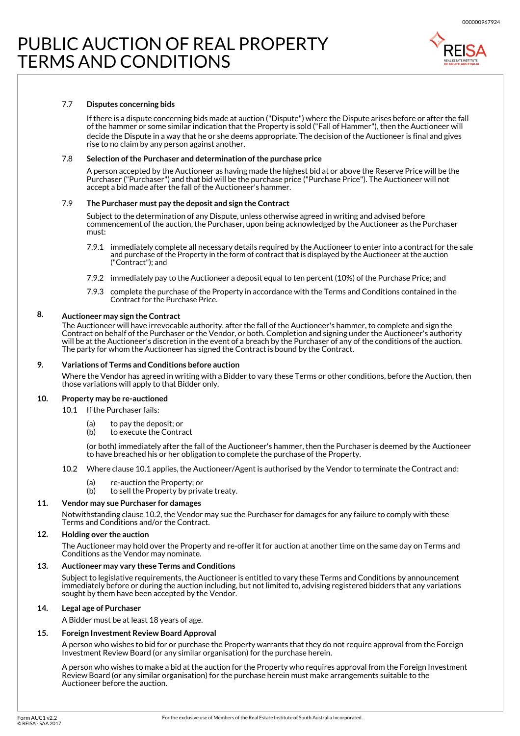# PUBLIC AUCTION OF REAL PROPERTY TERMS AND CONDITIONS

7.7 **Disputes concerning bids**

If there is a dispute concerning bids made at auction ("Dispute") where the Dispute arises before or after the fall of the hammer or some similar indication that the Property is sold ("Fall of Hammer"), then the Auctioneer will decide the Dispute in a way that he or she deems appropriate. The decision of the Auctioneer is final and gives rise to no claim by any person against another.

7.8 **Selection of the Purchaser and determination of the purchase price**

A person accepted by the Auctioneer as having made the highest bid at or above the Reserve Price will be the Purchaser ("Purchaser") and that bid will be the purchase price ("Purchase Price"). The Auctioneer will not accept a bid made after the fall of the Auctioneer's hammer.

7.9 **The Purchaser must pay the deposit and sign the Contract**

Subject to the determination of any Dispute, unless otherwise agreed in writing and advised before commencement of the auction, the Purchaser, upon being acknowledged by the Auctioneer as the Purchaser must:

7.9.1 immediately complete all necessary details required by the Auctioneer to enter into a contract for the sale and purchase of the Property in the form of contract that is displayed by the Auctioneer at the auction ("Contract"); and

7.9.2 immediately pay to the Auctioneer a deposit equal to ten percent (10%) of the Purchase Price; and

7.9.3 complete the purchase of the Property in accordance with the Terms and Conditions contained in the Contract for the Purchase Price.

**8. Auctioneer may sign the Contract**

The Auctioneer will have irrevocable authority, after the fall of the Auctioneer's hammer, to complete and sign the Contract on behalf of the Purchaser or the Vendor, or both. Completion and signing under the Auctioneer's authority will be at the Auctioneer's discretion in the event of a breach by the Purchaser of any of the conditions of the auction. The party for whom the Auctioneer has signed the Contract is bound by the Contract.

**9. Variations of Terms and Conditions before auction**

Where the Vendor has agreed in writing with a Bidder to vary these Terms or other conditions, before the Auction, then those variations will apply to that Bidder only.

**10. Property may be re-auctioned**

10.1 If the Purchaser fails:

(a) to pay the deposit; or
(b) to execute the Contract

(or both) immediately after the fall of the Auctioneer's hammer, then the Purchaser is deemed by the Auctioneer to have breached his or her obligation to complete the purchase of the Property.

10.2 Where clause 10.1 applies, the Auctioneer/Agent is authorised by the Vendor to terminate the Contract and:

(a) re-auction the Property; or
(b) to sell the Property by private treaty.

**11. Vendor may sue Purchaser for damages**

Notwithstanding clause 10.2, the Vendor may sue the Purchaser for damages for any failure to comply with these Terms and Conditions and/or the Contract.

**12. Holding over the auction**

The Auctioneer may hold over the Property and re-offer it for auction at another time on the same day on Terms and Conditions as the Vendor may nominate.

**13. Auctioneer may vary these Terms and Conditions**

Subject to legislative requirements, the Auctioneer is entitled to vary these Terms and Conditions by announcement immediately before or during the auction including, but not limited to, advising registered bidders that any variations sought by them have been accepted by the Vendor.

**14. Legal age of Purchaser**

A Bidder must be at least 18 years of age.

**15. Foreign Investment Review Board Approval**

A person who wishes to bid for or purchase the Property warrants that they do not require approval from the Foreign Investment Review Board (or any similar organisation) for the purchase herein.

A person who wishes to make a bid at the auction for the Property who requires approval from the Foreign Investment Review Board (or any similar organisation) for the purchase herein must make arrangements suitable to the Auctioneer before the auction.